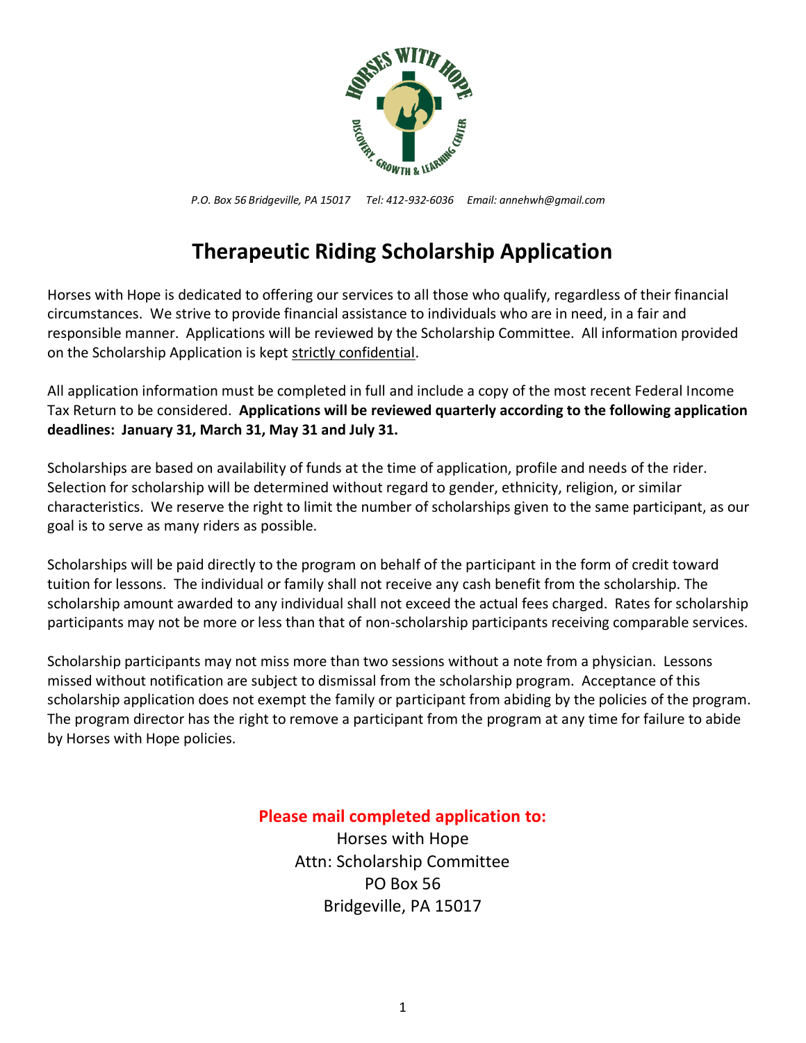*P.O. Box 56 Bridgeville, PA 15017 Tel: 412-932-6036 Email: annehwh@gmail.com*

# Therapeutic Riding Scholarship Application

Horses with Hope is dedicated to offering our services to all those who qualify, regardless of their financial circumstances. We strive to provide financial assistance to individuals who are in need, in a fair and responsible manner. Applications will be reviewed by the Scholarship Committee. All information provided on the Scholarship Application is kept strictly confidential.

All application information must be completed in full and include a copy of the most recent Federal Income Tax Return to be considered. **Applications will be reviewed quarterly according to the following application deadlines: January 31, March 31, May 31 and July 31.**

Scholarships are based on availability of funds at the time of application, profile and needs of the rider. Selection for scholarship will be determined without regard to gender, ethnicity, religion, or similar characteristics. We reserve the right to limit the number of scholarships given to the same participant, as our goal is to serve as many riders as possible.

Scholarships will be paid directly to the program on behalf of the participant in the form of credit toward tuition for lessons. The individual or family shall not receive any cash benefit from the scholarship. The scholarship amount awarded to any individual shall not exceed the actual fees charged. Rates for scholarship participants may not be more or less than that of non-scholarship participants receiving comparable services.

Scholarship participants may not miss more than two sessions without a note from a physician. Lessons missed without notification are subject to dismissal from the scholarship program. Acceptance of this scholarship application does not exempt the family or participant from abiding by the policies of the program. The program director has the right to remove a participant from the program at any time for failure to abide by Horses with Hope policies.

**Please mail completed application to:**

Horses with Hope
Attn: Scholarship Committee
PO Box 56
Bridgeville, PA 15017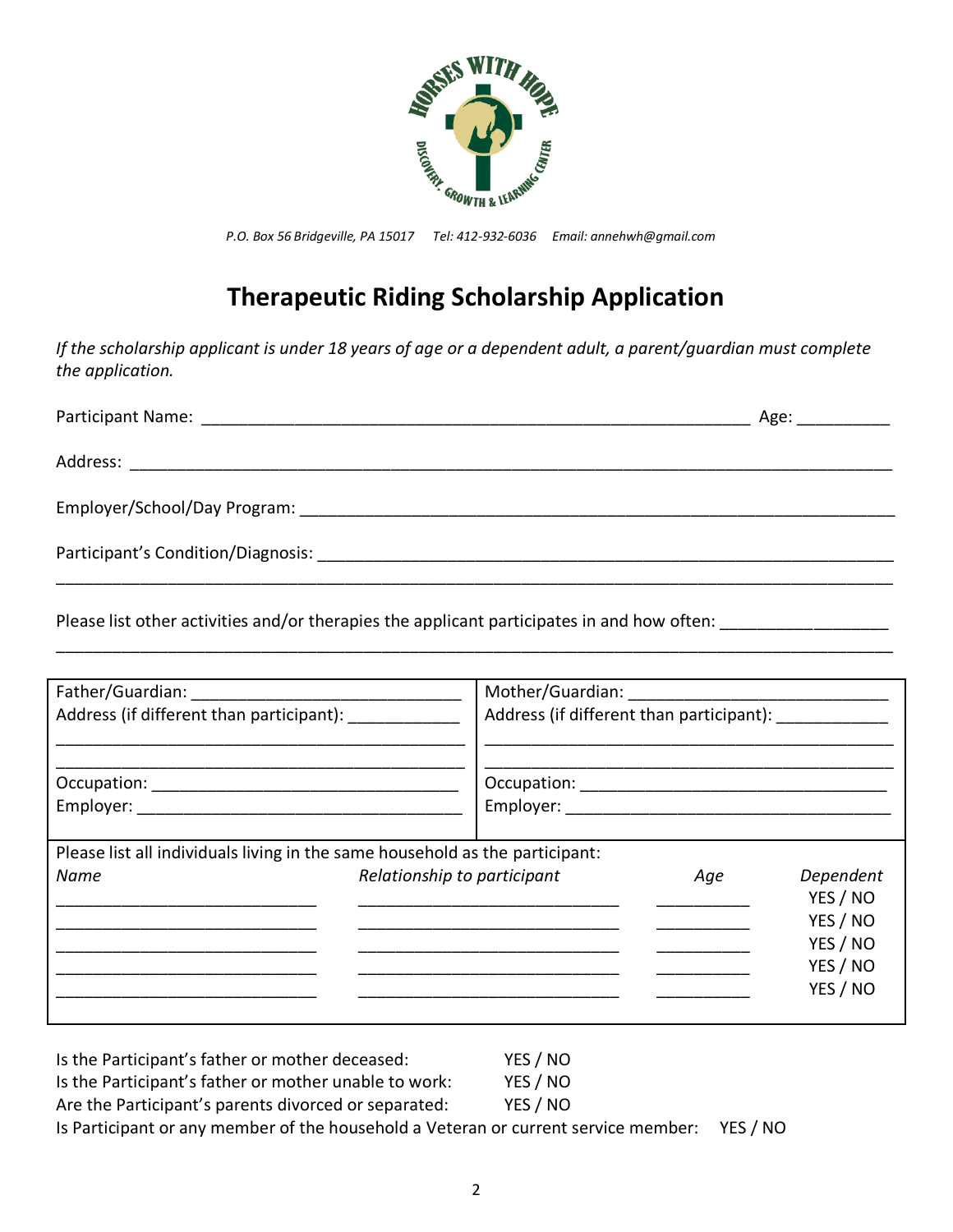HORSES WITH HOPE
DISCOVERY, GROWTH & LEARNING CENTER

*P.O. Box 56 Bridgeville, PA 15017   Tel: 412-932-6036   Email: annehwh@gmail.com*

# Therapeutic Riding Scholarship Application

*If the scholarship applicant is under 18 years of age or a dependent adult, a parent/guardian must complete the application.*

Participant Name: ___________________________________________________________ Age: __________

Address: ____________________________________________________________________________________

Employer/School/Day Program: __________________________________________________________________

Participant's Condition/Diagnosis: _______________________________________________________________
_____________________________________________________________________________________________

Please list other activities and/or therapies the applicant participates in and how often: _________________
_____________________________________________________________________________________________

| Father/Guardian | Mother/Guardian |
|---|---|
| Father/Guardian: ______________________________ | Mother/Guardian: ___________________________ |
| Address (if different than participant): ____________ | Address (if different than participant): ____________ |
| _____________________________________________ | _____________________________________________ |
| Occupation: _________________________________ | Occupation: _________________________________ |
| Employer: ___________________________________ | Employer: ___________________________________ |

Please list all individuals living in the same household as the participant:

| *Name* | *Relationship to participant* | *Age* | *Dependent* |
|---|---|---|---|
| ____________________________ | ____________________________ | __________ | YES / NO |
| ____________________________ | ____________________________ | __________ | YES / NO |
| ____________________________ | ____________________________ | __________ | YES / NO |
| ____________________________ | ____________________________ | __________ | YES / NO |
| ____________________________ | ____________________________ | __________ | YES / NO |

Is the Participant's father or mother deceased: YES / NO
Is the Participant's father or mother unable to work: YES / NO
Are the Participant's parents divorced or separated: YES / NO
Is Participant or any member of the household a Veteran or current service member: YES / NO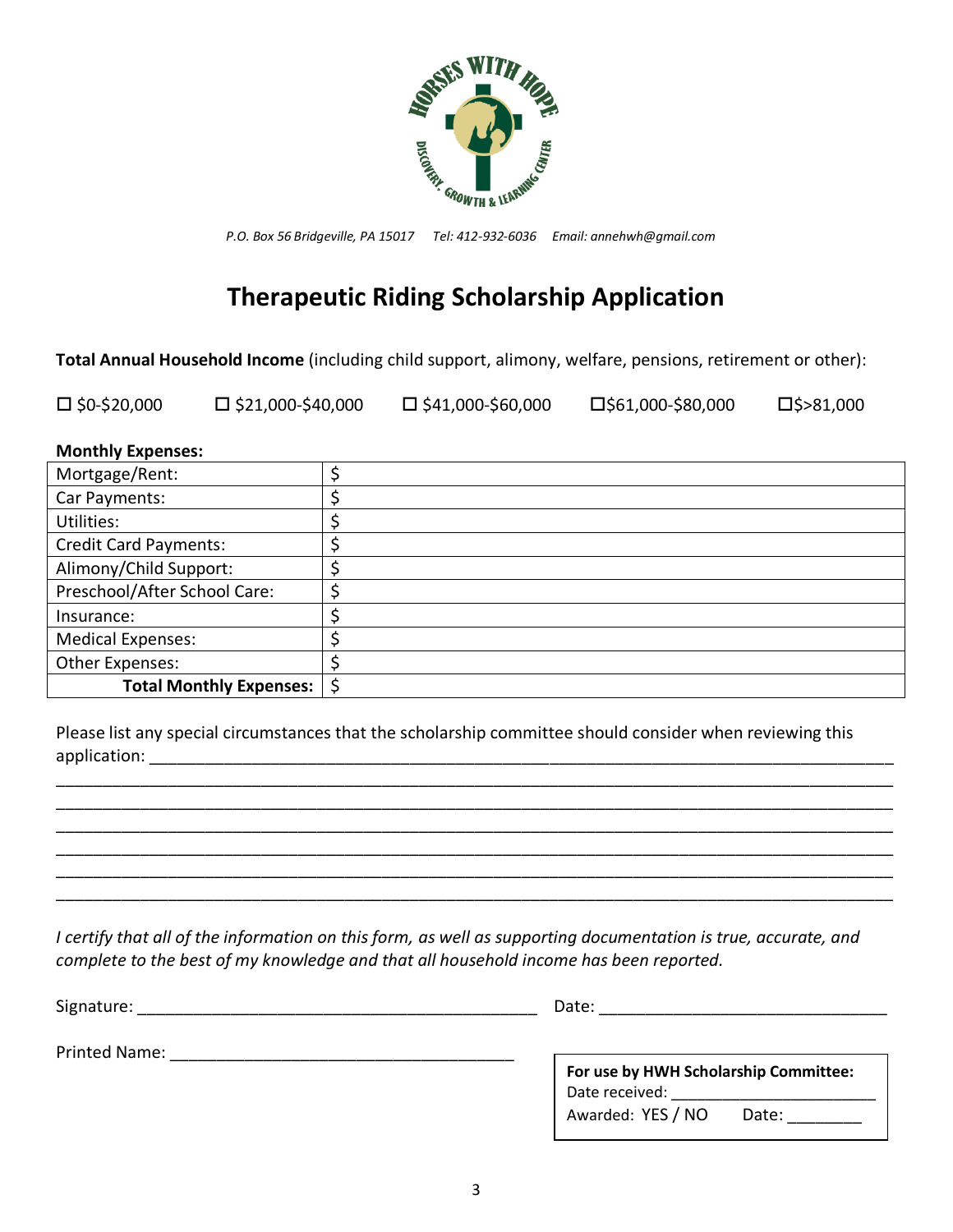*P.O. Box 56 Bridgeville, PA 15017 Tel: 412-932-6036 Email: annehwh@gmail.com*

# Therapeutic Riding Scholarship Application

**Total Annual Household Income** (including child support, alimony, welfare, pensions, retirement or other):

☐ $0-$20,000 ☐ $21,000-$40,000 ☐ $41,000-$60,000 ☐$61,000-$80,000 ☐$>81,000

**Monthly Expenses:**

| | |
|---|---|
| Mortgage/Rent: | $ |
| Car Payments: | $ |
| Utilities: | $ |
| Credit Card Payments: | $ |
| Alimony/Child Support: | $ |
| Preschool/After School Care: | $ |
| Insurance: | $ |
| Medical Expenses: | $ |
| Other Expenses: | $ |
| **Total Monthly Expenses:** | $ |

Please list any special circumstances that the scholarship committee should consider when reviewing this application: ______________________________________________________________________________
______________________________________________________________________________
______________________________________________________________________________
______________________________________________________________________________
______________________________________________________________________________
______________________________________________________________________________
______________________________________________________________________________

*I certify that all of the information on this form, as well as supporting documentation is true, accurate, and complete to the best of my knowledge and that all household income has been reported.*

Signature: ____________________________________________ Date: _______________________________

Printed Name: ______________________________________

**For use by HWH Scholarship Committee:**
Date received: ______________________
Awarded: YES / NO Date: ________